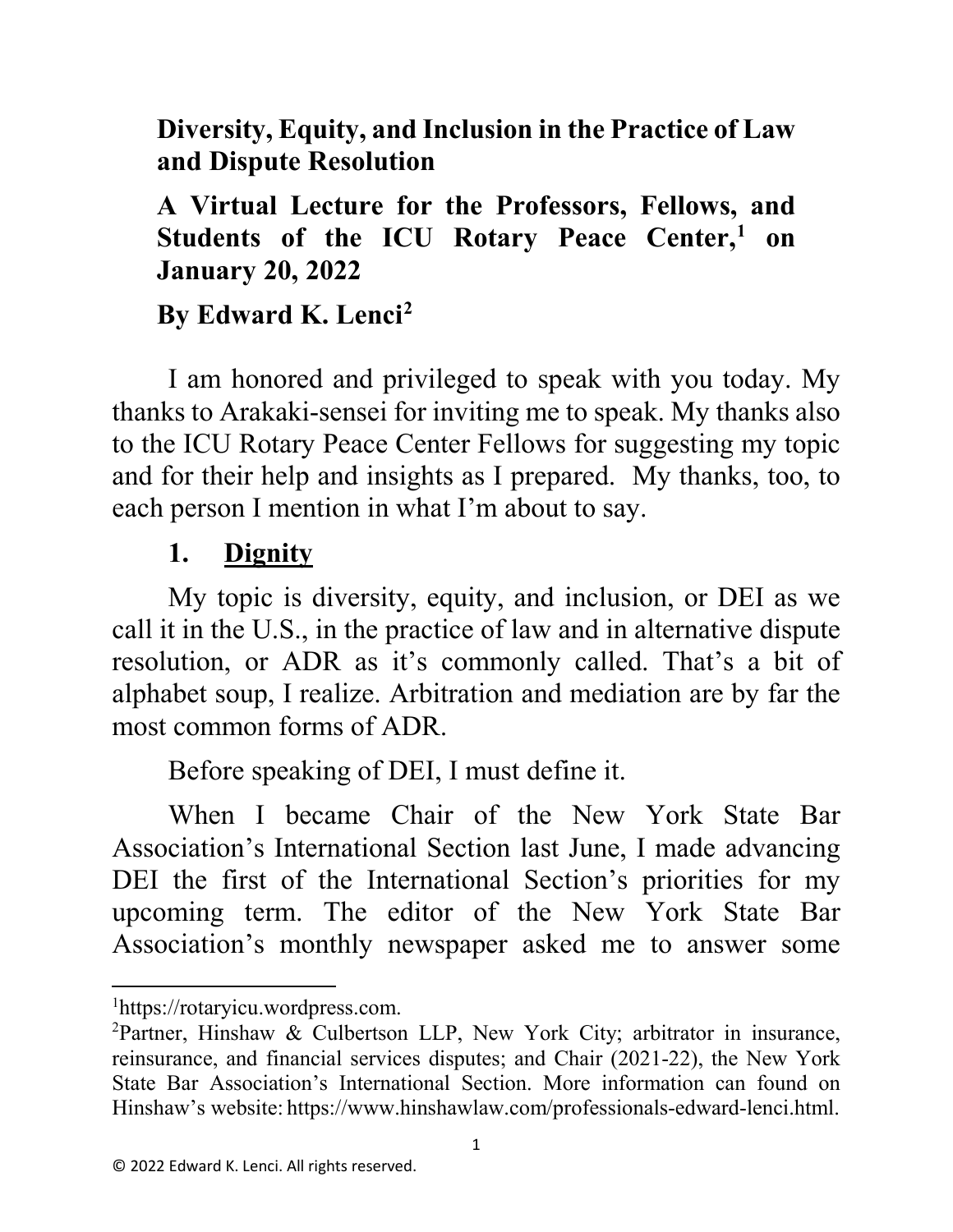# Diversity, Equity, and Inclusion in the Practice of Law and Dispute Resolution

## A Virtual Lecture for the Professors, Fellows, and Students of the ICU Rotary Peace Center,[1] on January 20, 2022

## By Edward K. Lenci[2]

I am honored and privileged to speak with you today. My thanks to Arakaki-sensei for inviting me to speak. My thanks also to the ICU Rotary Peace Center Fellows for suggesting my topic and for their help and insights as I prepared. My thanks, too, to each person I mention in what I'm about to say.

### 1. Dignity

My topic is diversity, equity, and inclusion, or DEI as we call it in the U.S., in the practice of law and in alternative dispute resolution, or ADR as it's commonly called. That's a bit of alphabet soup, I realize. Arbitration and mediation are by far the most common forms of ADR.

Before speaking of DEI, I must define it.

When I became Chair of the New York State Bar Association's International Section last June, I made advancing DEI the first of the International Section's priorities for my upcoming term. The editor of the New York State Bar Association's monthly newspaper asked me to answer some

---

[1] https://rotaryicu.wordpress.com.

[2] Partner, Hinshaw & Culbertson LLP, New York City; arbitrator in insurance, reinsurance, and financial services disputes; and Chair (2021-22), the New York State Bar Association's International Section. More information can found on Hinshaw's website: https://www.hinshawlaw.com/professionals-edward-lenci.html.

© 2022 Edward K. Lenci. All rights reserved.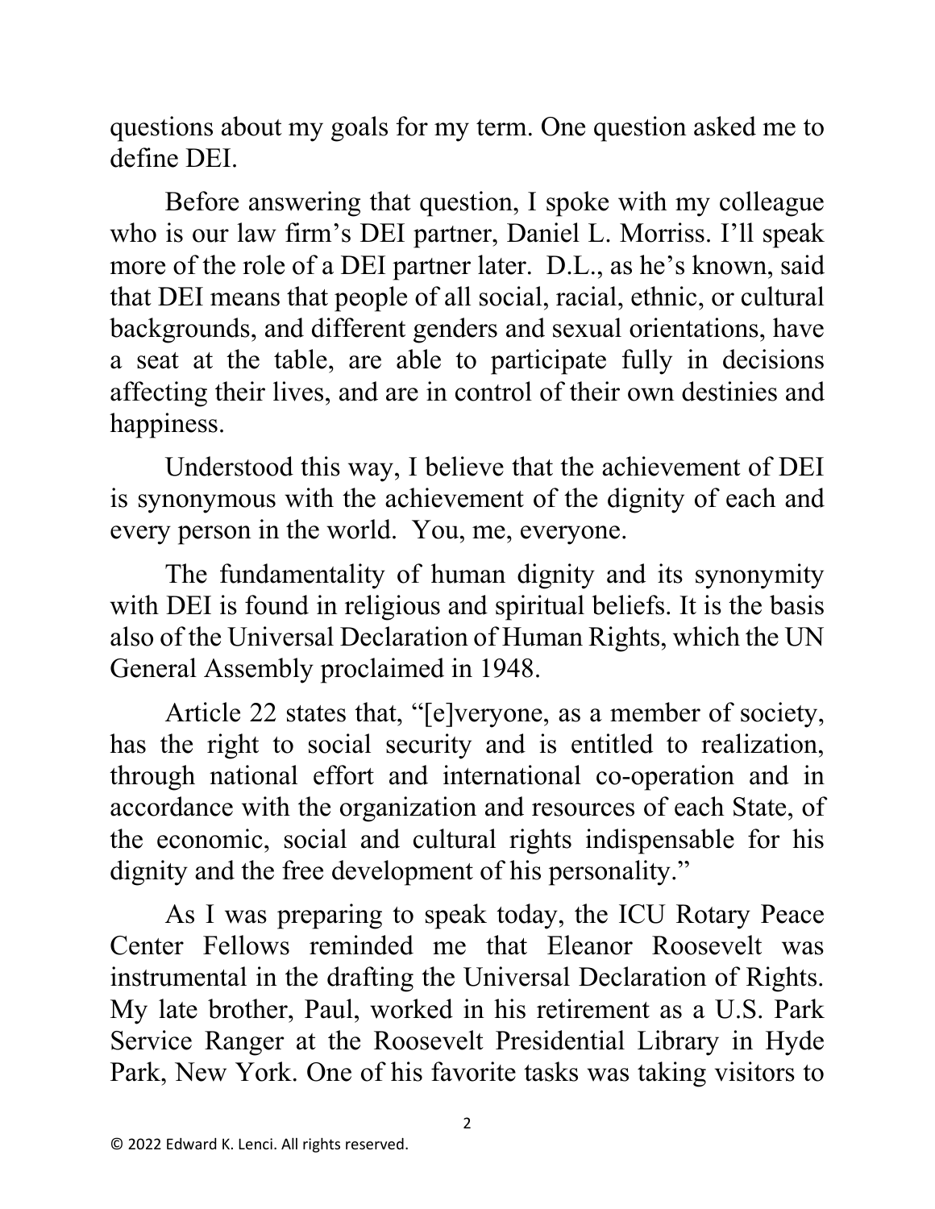questions about my goals for my term. One question asked me to define DEI.

Before answering that question, I spoke with my colleague who is our law firm's DEI partner, Daniel L. Morriss. I'll speak more of the role of a DEI partner later. D.L., as he's known, said that DEI means that people of all social, racial, ethnic, or cultural backgrounds, and different genders and sexual orientations, have a seat at the table, are able to participate fully in decisions affecting their lives, and are in control of their own destinies and happiness.

Understood this way, I believe that the achievement of DEI is synonymous with the achievement of the dignity of each and every person in the world. You, me, everyone.

The fundamentality of human dignity and its synonymity with DEI is found in religious and spiritual beliefs. It is the basis also of the Universal Declaration of Human Rights, which the UN General Assembly proclaimed in 1948.

Article 22 states that, "[e]veryone, as a member of society, has the right to social security and is entitled to realization, through national effort and international co-operation and in accordance with the organization and resources of each State, of the economic, social and cultural rights indispensable for his dignity and the free development of his personality."

As I was preparing to speak today, the ICU Rotary Peace Center Fellows reminded me that Eleanor Roosevelt was instrumental in the drafting the Universal Declaration of Rights. My late brother, Paul, worked in his retirement as a U.S. Park Service Ranger at the Roosevelt Presidential Library in Hyde Park, New York. One of his favorite tasks was taking visitors to

© 2022 Edward K. Lenci. All rights reserved.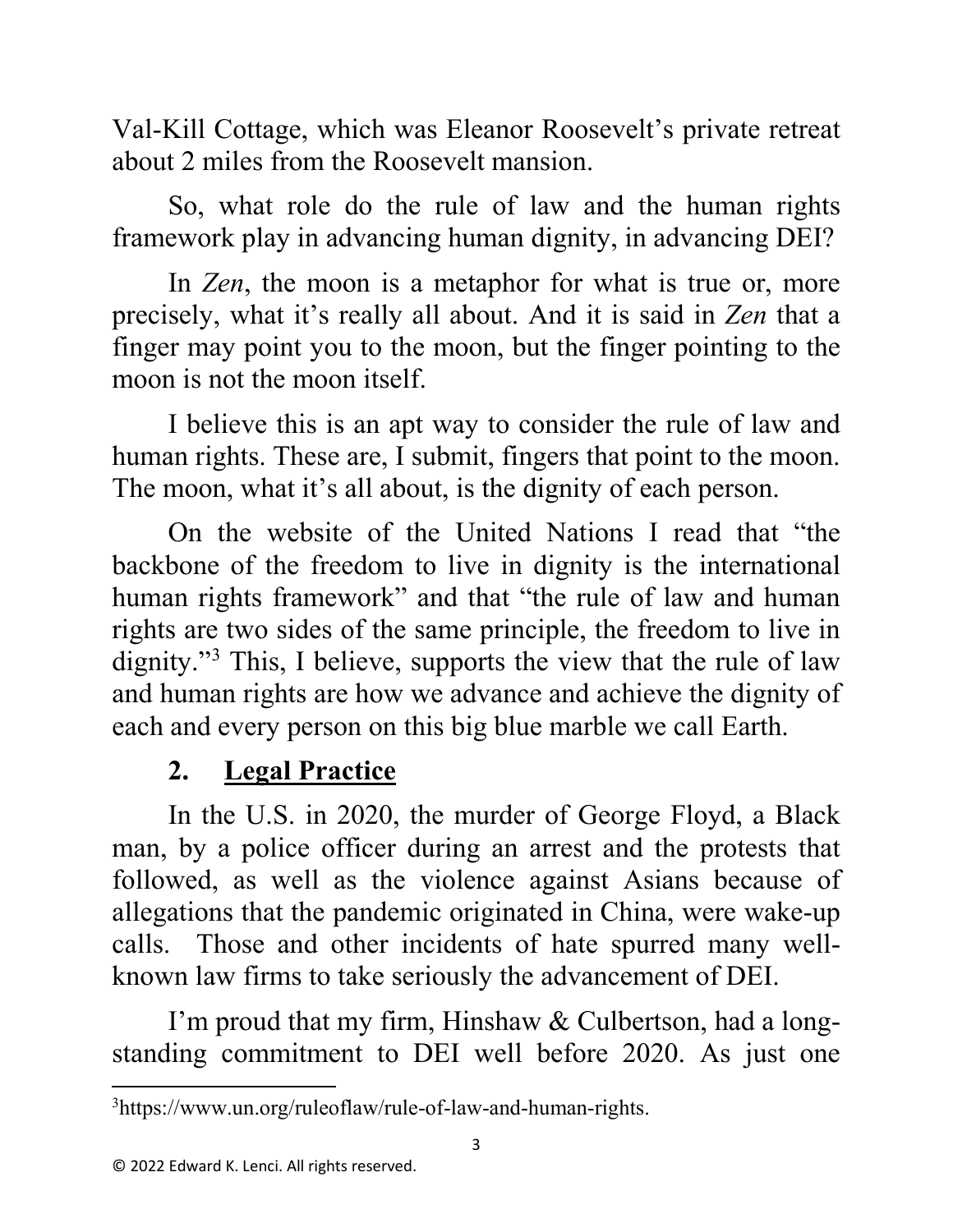Val-Kill Cottage, which was Eleanor Roosevelt's private retreat about 2 miles from the Roosevelt mansion.

So, what role do the rule of law and the human rights framework play in advancing human dignity, in advancing DEI?

In *Zen*, the moon is a metaphor for what is true or, more precisely, what it's really all about. And it is said in *Zen* that a finger may point you to the moon, but the finger pointing to the moon is not the moon itself.

I believe this is an apt way to consider the rule of law and human rights. These are, I submit, fingers that point to the moon. The moon, what it's all about, is the dignity of each person.

On the website of the United Nations I read that "the backbone of the freedom to live in dignity is the international human rights framework" and that "the rule of law and human rights are two sides of the same principle, the freedom to live in dignity."[3] This, I believe, supports the view that the rule of law and human rights are how we advance and achieve the dignity of each and every person on this big blue marble we call Earth.

## 2. <u>Legal Practice</u>

In the U.S. in 2020, the murder of George Floyd, a Black man, by a police officer during an arrest and the protests that followed, as well as the violence against Asians because of allegations that the pandemic originated in China, were wake-up calls. Those and other incidents of hate spurred many well-known law firms to take seriously the advancement of DEI.

I'm proud that my firm, Hinshaw & Culbertson, had a long-standing commitment to DEI well before 2020. As just one

---

[3] https://www.un.org/ruleoflaw/rule-of-law-and-human-rights.

© 2022 Edward K. Lenci. All rights reserved.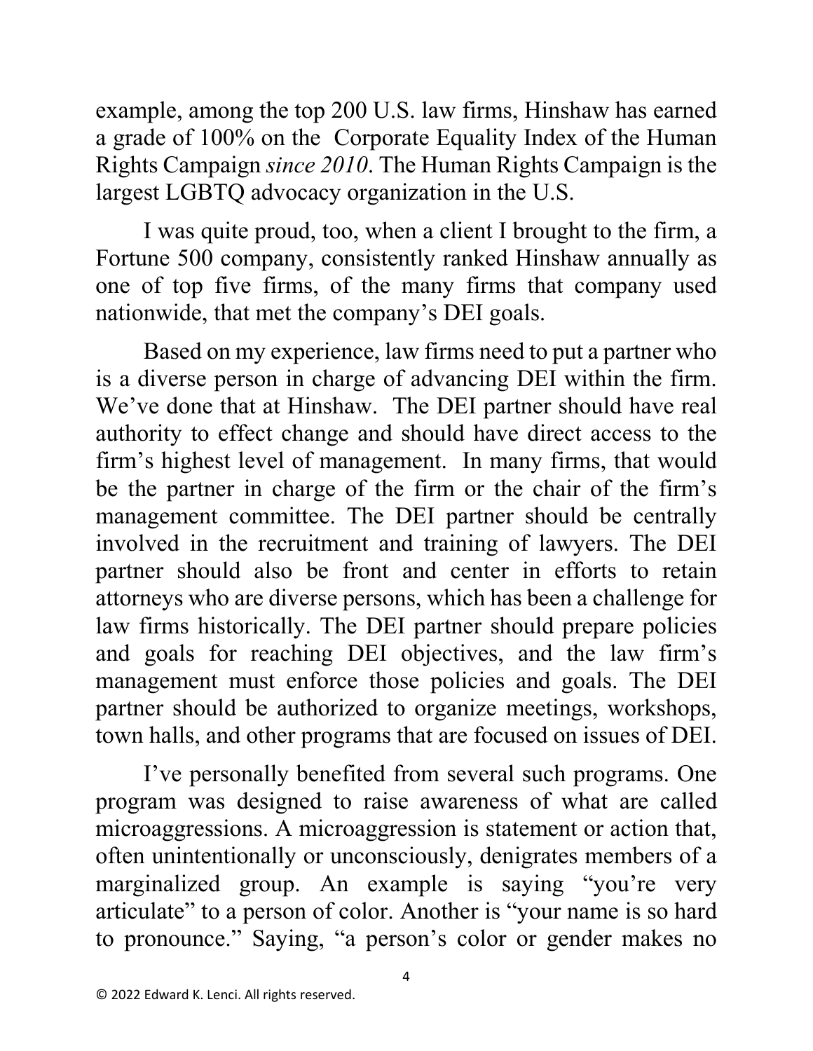example, among the top 200 U.S. law firms, Hinshaw has earned a grade of 100% on the Corporate Equality Index of the Human Rights Campaign *since 2010*. The Human Rights Campaign is the largest LGBTQ advocacy organization in the U.S.

I was quite proud, too, when a client I brought to the firm, a Fortune 500 company, consistently ranked Hinshaw annually as one of top five firms, of the many firms that company used nationwide, that met the company's DEI goals.

Based on my experience, law firms need to put a partner who is a diverse person in charge of advancing DEI within the firm. We've done that at Hinshaw. The DEI partner should have real authority to effect change and should have direct access to the firm's highest level of management. In many firms, that would be the partner in charge of the firm or the chair of the firm's management committee. The DEI partner should be centrally involved in the recruitment and training of lawyers. The DEI partner should also be front and center in efforts to retain attorneys who are diverse persons, which has been a challenge for law firms historically. The DEI partner should prepare policies and goals for reaching DEI objectives, and the law firm's management must enforce those policies and goals. The DEI partner should be authorized to organize meetings, workshops, town halls, and other programs that are focused on issues of DEI.

I've personally benefited from several such programs. One program was designed to raise awareness of what are called microaggressions. A microaggression is statement or action that, often unintentionally or unconsciously, denigrates members of a marginalized group. An example is saying "you're very articulate" to a person of color. Another is "your name is so hard to pronounce." Saying, "a person's color or gender makes no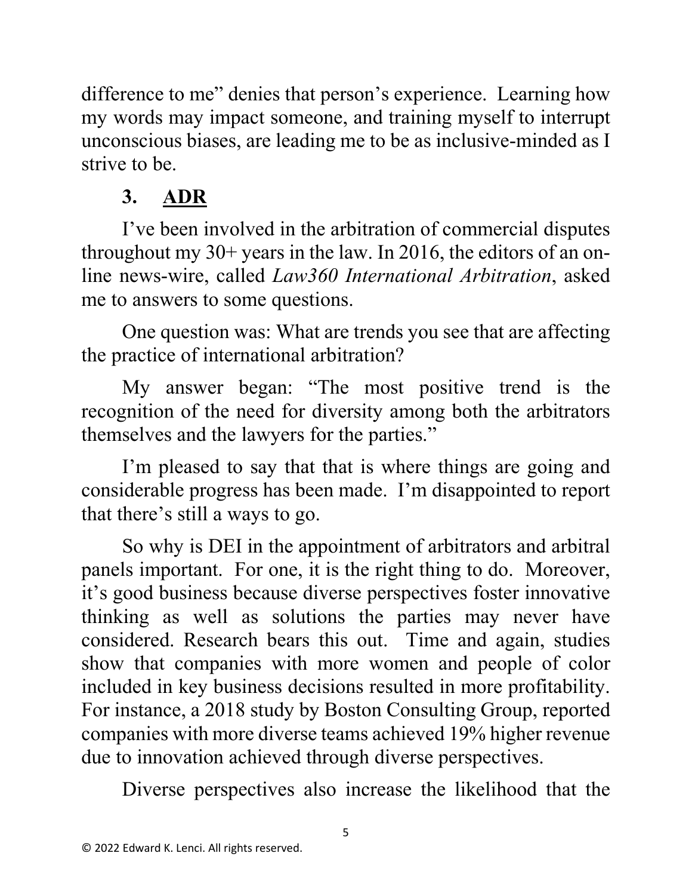difference to me" denies that person's experience. Learning how my words may impact someone, and training myself to interrupt unconscious biases, are leading me to be as inclusive-minded as I strive to be.

## 3. ADR

I've been involved in the arbitration of commercial disputes throughout my 30+ years in the law. In 2016, the editors of an on-line news-wire, called *Law360 International Arbitration*, asked me to answers to some questions.

One question was: What are trends you see that are affecting the practice of international arbitration?

My answer began: "The most positive trend is the recognition of the need for diversity among both the arbitrators themselves and the lawyers for the parties."

I'm pleased to say that that is where things are going and considerable progress has been made. I'm disappointed to report that there's still a ways to go.

So why is DEI in the appointment of arbitrators and arbitral panels important. For one, it is the right thing to do. Moreover, it's good business because diverse perspectives foster innovative thinking as well as solutions the parties may never have considered. Research bears this out. Time and again, studies show that companies with more women and people of color included in key business decisions resulted in more profitability. For instance, a 2018 study by Boston Consulting Group, reported companies with more diverse teams achieved 19% higher revenue due to innovation achieved through diverse perspectives.

Diverse perspectives also increase the likelihood that the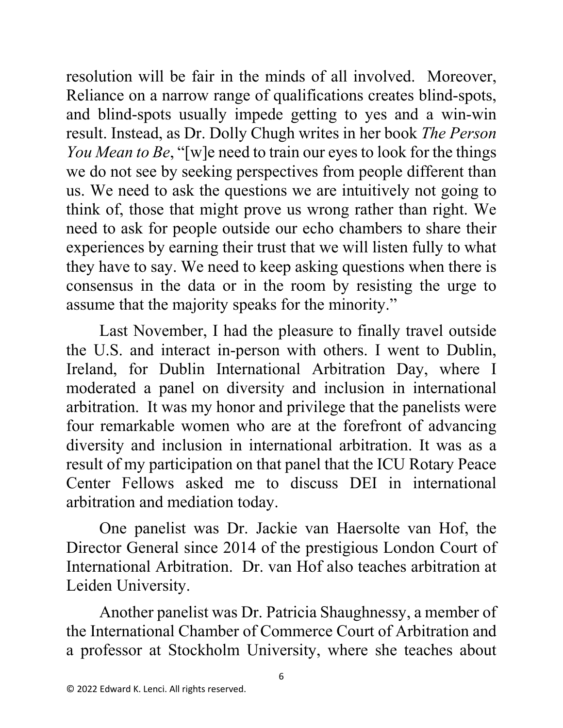resolution will be fair in the minds of all involved. Moreover, Reliance on a narrow range of qualifications creates blind-spots, and blind-spots usually impede getting to yes and a win-win result. Instead, as Dr. Dolly Chugh writes in her book *The Person You Mean to Be*, "[w]e need to train our eyes to look for the things we do not see by seeking perspectives from people different than us. We need to ask the questions we are intuitively not going to think of, those that might prove us wrong rather than right. We need to ask for people outside our echo chambers to share their experiences by earning their trust that we will listen fully to what they have to say. We need to keep asking questions when there is consensus in the data or in the room by resisting the urge to assume that the majority speaks for the minority."

Last November, I had the pleasure to finally travel outside the U.S. and interact in-person with others. I went to Dublin, Ireland, for Dublin International Arbitration Day, where I moderated a panel on diversity and inclusion in international arbitration. It was my honor and privilege that the panelists were four remarkable women who are at the forefront of advancing diversity and inclusion in international arbitration. It was as a result of my participation on that panel that the ICU Rotary Peace Center Fellows asked me to discuss DEI in international arbitration and mediation today.

One panelist was Dr. Jackie van Haersolte van Hof, the Director General since 2014 of the prestigious London Court of International Arbitration. Dr. van Hof also teaches arbitration at Leiden University.

Another panelist was Dr. Patricia Shaughnessy, a member of the International Chamber of Commerce Court of Arbitration and a professor at Stockholm University, where she teaches about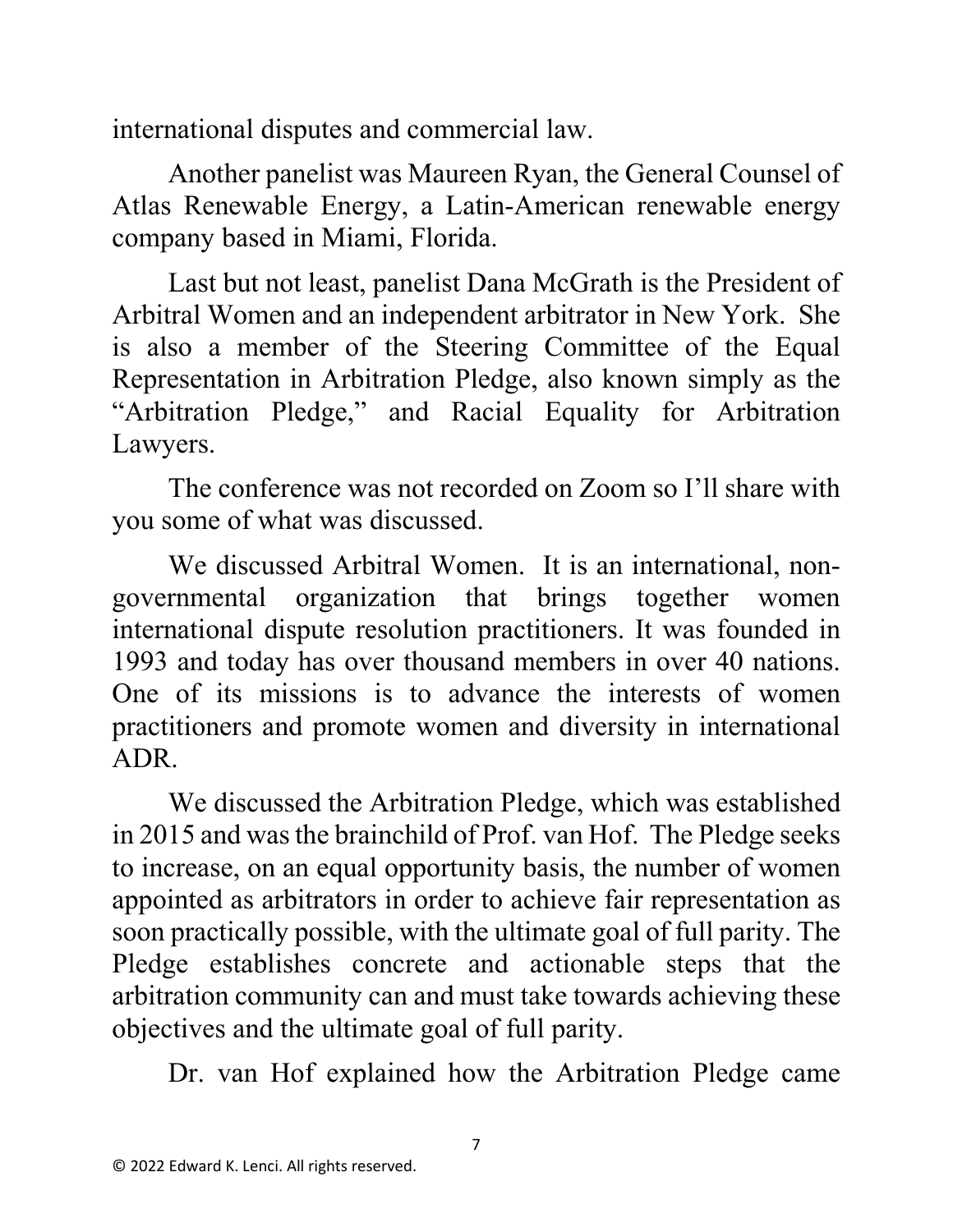international disputes and commercial law.

Another panelist was Maureen Ryan, the General Counsel of Atlas Renewable Energy, a Latin-American renewable energy company based in Miami, Florida.

Last but not least, panelist Dana McGrath is the President of Arbitral Women and an independent arbitrator in New York. She is also a member of the Steering Committee of the Equal Representation in Arbitration Pledge, also known simply as the "Arbitration Pledge," and Racial Equality for Arbitration Lawyers.

The conference was not recorded on Zoom so I'll share with you some of what was discussed.

We discussed Arbitral Women. It is an international, non-governmental organization that brings together women international dispute resolution practitioners. It was founded in 1993 and today has over thousand members in over 40 nations. One of its missions is to advance the interests of women practitioners and promote women and diversity in international ADR.

We discussed the Arbitration Pledge, which was established in 2015 and was the brainchild of Prof. van Hof. The Pledge seeks to increase, on an equal opportunity basis, the number of women appointed as arbitrators in order to achieve fair representation as soon practically possible, with the ultimate goal of full parity. The Pledge establishes concrete and actionable steps that the arbitration community can and must take towards achieving these objectives and the ultimate goal of full parity.

Dr. van Hof explained how the Arbitration Pledge came

© 2022 Edward K. Lenci. All rights reserved.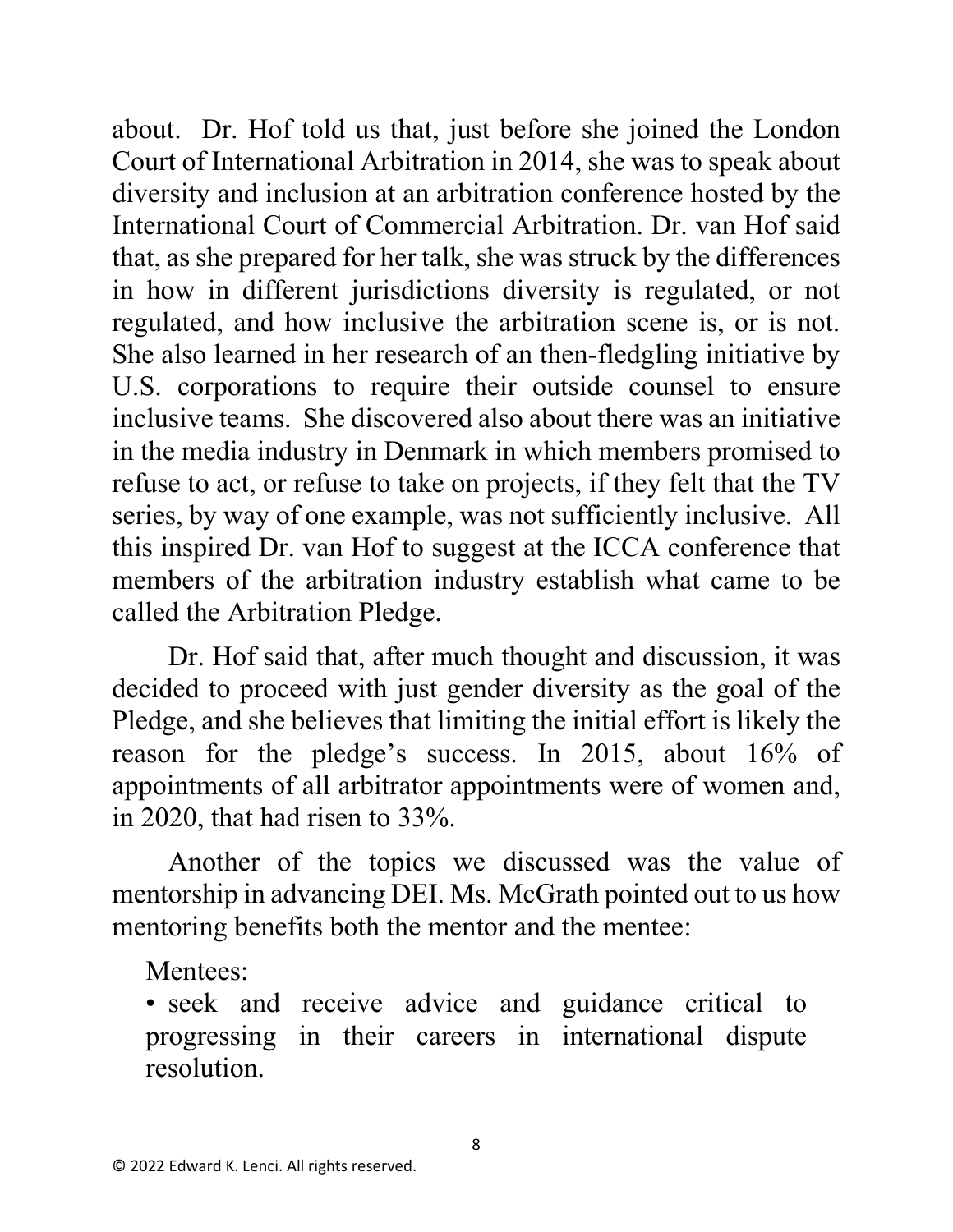about. Dr. Hof told us that, just before she joined the London Court of International Arbitration in 2014, she was to speak about diversity and inclusion at an arbitration conference hosted by the International Court of Commercial Arbitration. Dr. van Hof said that, as she prepared for her talk, she was struck by the differences in how in different jurisdictions diversity is regulated, or not regulated, and how inclusive the arbitration scene is, or is not. She also learned in her research of an then-fledgling initiative by U.S. corporations to require their outside counsel to ensure inclusive teams. She discovered also about there was an initiative in the media industry in Denmark in which members promised to refuse to act, or refuse to take on projects, if they felt that the TV series, by way of one example, was not sufficiently inclusive. All this inspired Dr. van Hof to suggest at the ICCA conference that members of the arbitration industry establish what came to be called the Arbitration Pledge.

Dr. Hof said that, after much thought and discussion, it was decided to proceed with just gender diversity as the goal of the Pledge, and she believes that limiting the initial effort is likely the reason for the pledge's success. In 2015, about 16% of appointments of all arbitrator appointments were of women and, in 2020, that had risen to 33%.

Another of the topics we discussed was the value of mentorship in advancing DEI. Ms. McGrath pointed out to us how mentoring benefits both the mentor and the mentee:

Mentees:

- seek and receive advice and guidance critical to progressing in their careers in international dispute resolution.

© 2022 Edward K. Lenci. All rights reserved.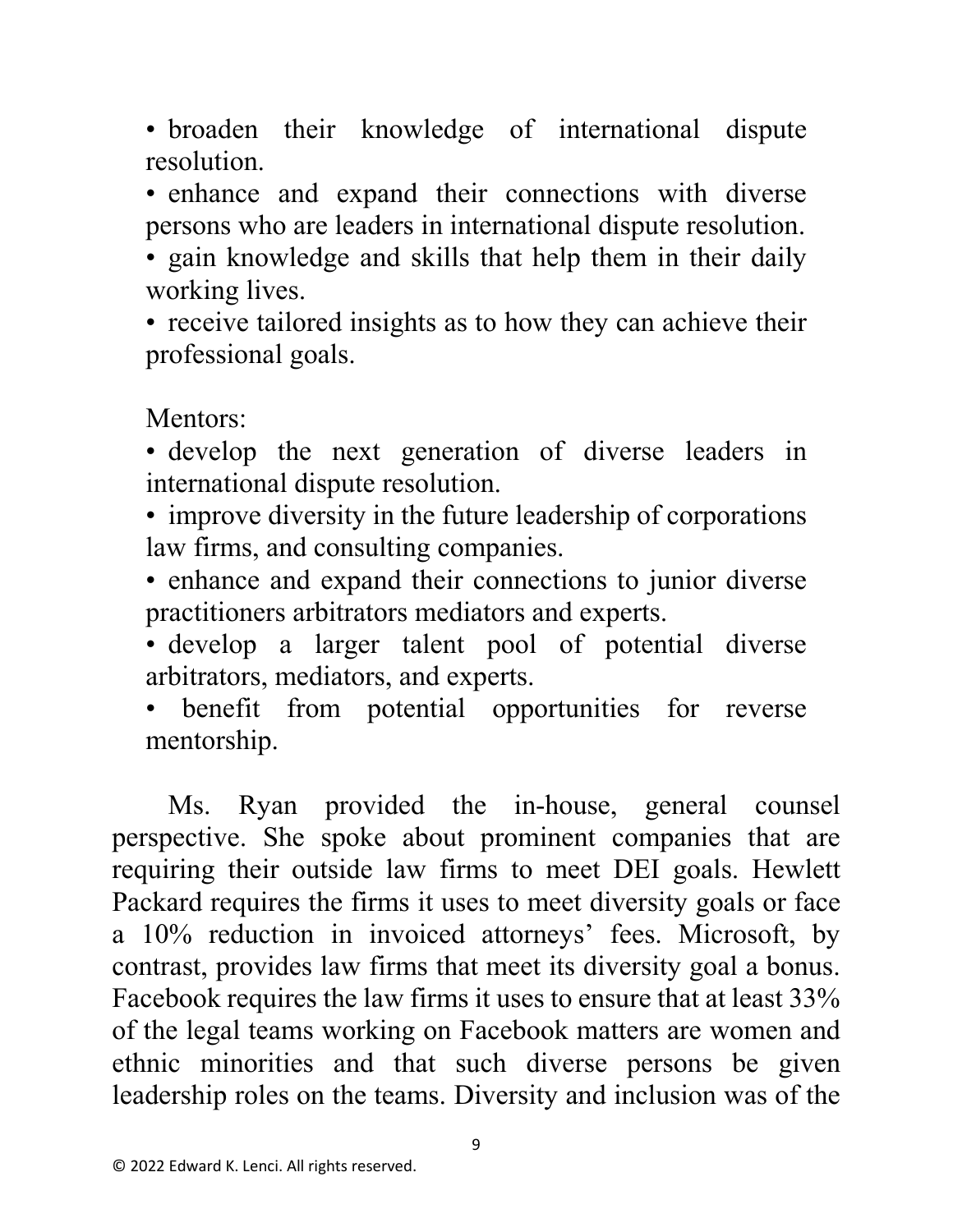- broaden their knowledge of international dispute resolution.
- enhance and expand their connections with diverse persons who are leaders in international dispute resolution.
- gain knowledge and skills that help them in their daily working lives.
- receive tailored insights as to how they can achieve their professional goals.

Mentors:

- develop the next generation of diverse leaders in international dispute resolution.
- improve diversity in the future leadership of corporations law firms, and consulting companies.
- enhance and expand their connections to junior diverse practitioners arbitrators mediators and experts.
- develop a larger talent pool of potential diverse arbitrators, mediators, and experts.
- benefit from potential opportunities for reverse mentorship.

Ms. Ryan provided the in-house, general counsel perspective. She spoke about prominent companies that are requiring their outside law firms to meet DEI goals. Hewlett Packard requires the firms it uses to meet diversity goals or face a 10% reduction in invoiced attorneys' fees. Microsoft, by contrast, provides law firms that meet its diversity goal a bonus. Facebook requires the law firms it uses to ensure that at least 33% of the legal teams working on Facebook matters are women and ethnic minorities and that such diverse persons be given leadership roles on the teams. Diversity and inclusion was of the

© 2022 Edward K. Lenci. All rights reserved.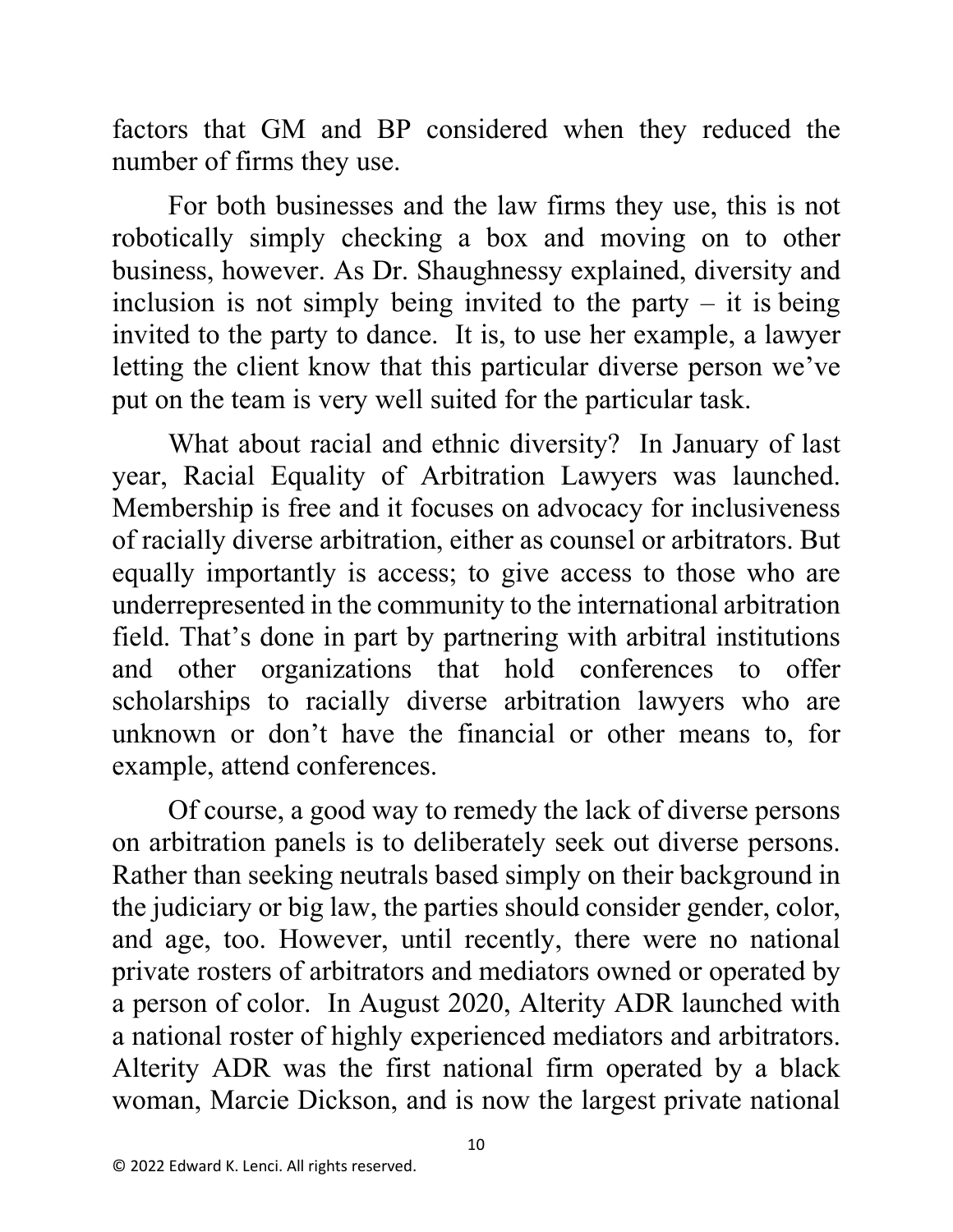factors that GM and BP considered when they reduced the number of firms they use.

For both businesses and the law firms they use, this is not robotically simply checking a box and moving on to other business, however. As Dr. Shaughnessy explained, diversity and inclusion is not simply being invited to the party – it is being invited to the party to dance. It is, to use her example, a lawyer letting the client know that this particular diverse person we've put on the team is very well suited for the particular task.

What about racial and ethnic diversity? In January of last year, Racial Equality of Arbitration Lawyers was launched. Membership is free and it focuses on advocacy for inclusiveness of racially diverse arbitration, either as counsel or arbitrators. But equally importantly is access; to give access to those who are underrepresented in the community to the international arbitration field. That's done in part by partnering with arbitral institutions and other organizations that hold conferences to offer scholarships to racially diverse arbitration lawyers who are unknown or don't have the financial or other means to, for example, attend conferences.

Of course, a good way to remedy the lack of diverse persons on arbitration panels is to deliberately seek out diverse persons. Rather than seeking neutrals based simply on their background in the judiciary or big law, the parties should consider gender, color, and age, too. However, until recently, there were no national private rosters of arbitrators and mediators owned or operated by a person of color. In August 2020, Alterity ADR launched with a national roster of highly experienced mediators and arbitrators. Alterity ADR was the first national firm operated by a black woman, Marcie Dickson, and is now the largest private national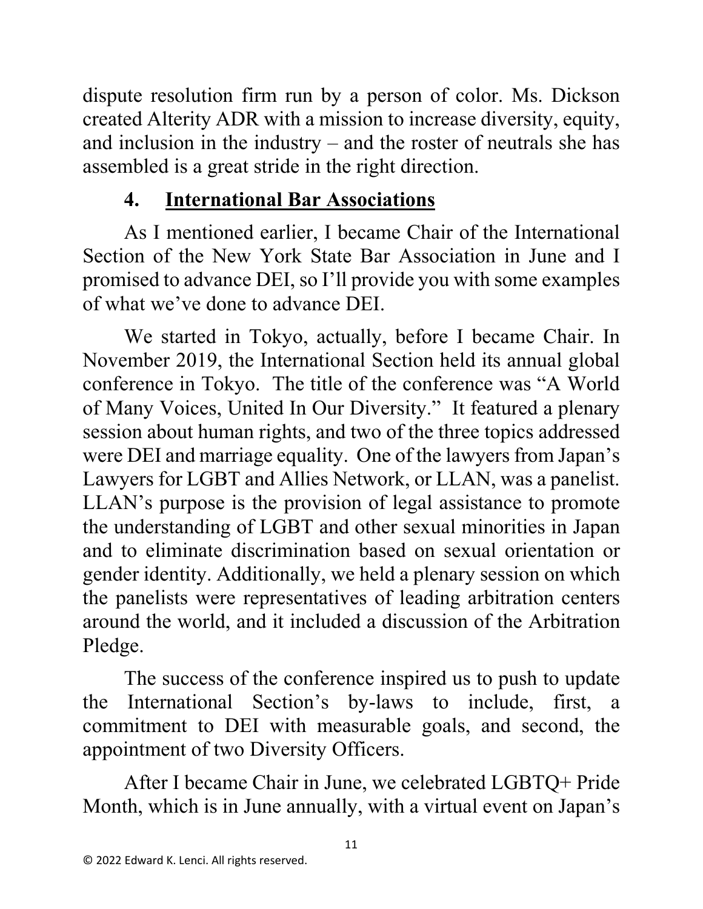dispute resolution firm run by a person of color. Ms. Dickson created Alterity ADR with a mission to increase diversity, equity, and inclusion in the industry – and the roster of neutrals she has assembled is a great stride in the right direction.

### 4. <u>International Bar Associations</u>

As I mentioned earlier, I became Chair of the International Section of the New York State Bar Association in June and I promised to advance DEI, so I'll provide you with some examples of what we've done to advance DEI.

We started in Tokyo, actually, before I became Chair. In November 2019, the International Section held its annual global conference in Tokyo. The title of the conference was "A World of Many Voices, United In Our Diversity." It featured a plenary session about human rights, and two of the three topics addressed were DEI and marriage equality. One of the lawyers from Japan's Lawyers for LGBT and Allies Network, or LLAN, was a panelist. LLAN's purpose is the provision of legal assistance to promote the understanding of LGBT and other sexual minorities in Japan and to eliminate discrimination based on sexual orientation or gender identity. Additionally, we held a plenary session on which the panelists were representatives of leading arbitration centers around the world, and it included a discussion of the Arbitration Pledge.

The success of the conference inspired us to push to update the International Section's by-laws to include, first, a commitment to DEI with measurable goals, and second, the appointment of two Diversity Officers.

After I became Chair in June, we celebrated LGBTQ+ Pride Month, which is in June annually, with a virtual event on Japan's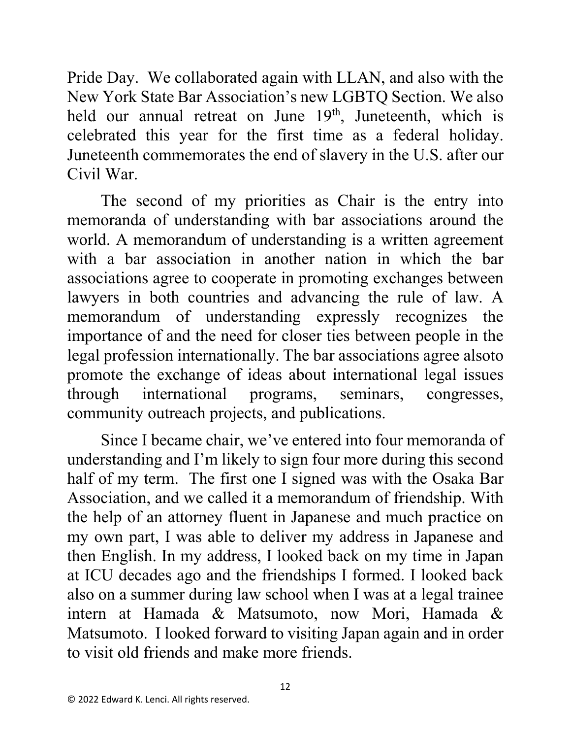Pride Day. We collaborated again with LLAN, and also with the New York State Bar Association's new LGBTQ Section. We also held our annual retreat on June 19th, Juneteenth, which is celebrated this year for the first time as a federal holiday. Juneteenth commemorates the end of slavery in the U.S. after our Civil War.

The second of my priorities as Chair is the entry into memoranda of understanding with bar associations around the world. A memorandum of understanding is a written agreement with a bar association in another nation in which the bar associations agree to cooperate in promoting exchanges between lawyers in both countries and advancing the rule of law. A memorandum of understanding expressly recognizes the importance of and the need for closer ties between people in the legal profession internationally. The bar associations agree alsoto promote the exchange of ideas about international legal issues through international programs, seminars, congresses, community outreach projects, and publications.

Since I became chair, we've entered into four memoranda of understanding and I'm likely to sign four more during this second half of my term. The first one I signed was with the Osaka Bar Association, and we called it a memorandum of friendship. With the help of an attorney fluent in Japanese and much practice on my own part, I was able to deliver my address in Japanese and then English. In my address, I looked back on my time in Japan at ICU decades ago and the friendships I formed. I looked back also on a summer during law school when I was at a legal trainee intern at Hamada & Matsumoto, now Mori, Hamada & Matsumoto. I looked forward to visiting Japan again and in order to visit old friends and make more friends.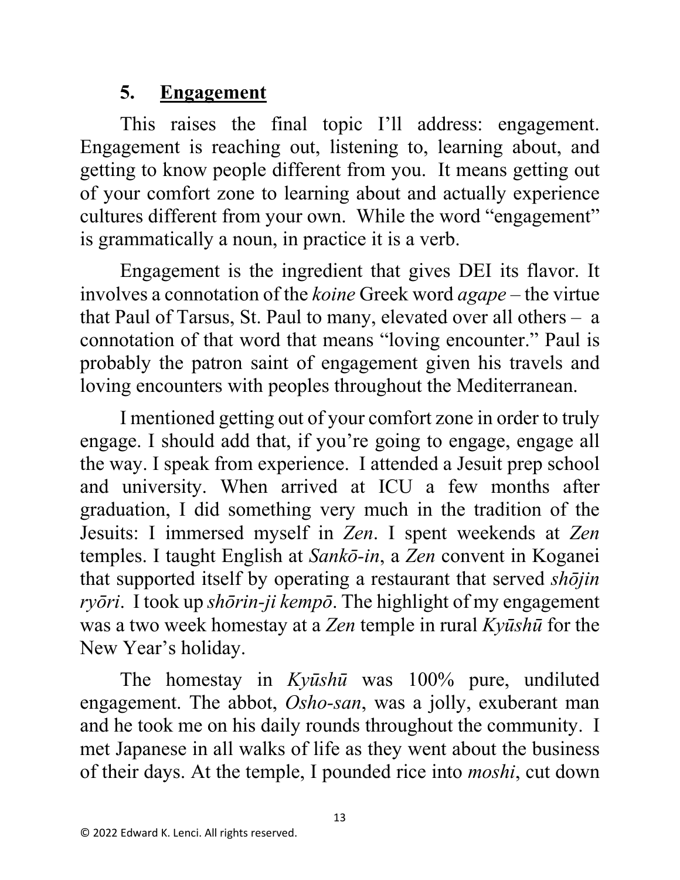## 5. **Engagement**

This raises the final topic I'll address: engagement. Engagement is reaching out, listening to, learning about, and getting to know people different from you. It means getting out of your comfort zone to learning about and actually experience cultures different from your own. While the word "engagement" is grammatically a noun, in practice it is a verb.

Engagement is the ingredient that gives DEI its flavor. It involves a connotation of the *koine* Greek word *agape* – the virtue that Paul of Tarsus, St. Paul to many, elevated over all others – a connotation of that word that means "loving encounter." Paul is probably the patron saint of engagement given his travels and loving encounters with peoples throughout the Mediterranean.

I mentioned getting out of your comfort zone in order to truly engage. I should add that, if you're going to engage, engage all the way. I speak from experience. I attended a Jesuit prep school and university. When arrived at ICU a few months after graduation, I did something very much in the tradition of the Jesuits: I immersed myself in *Zen*. I spent weekends at *Zen* temples. I taught English at *Sankō-in*, a *Zen* convent in Koganei that supported itself by operating a restaurant that served *shōjin ryōri*. I took up *shōrin-ji kempō*. The highlight of my engagement was a two week homestay at a *Zen* temple in rural *Kyūshū* for the New Year's holiday.

The homestay in *Kyūshū* was 100% pure, undiluted engagement. The abbot, *Osho-san*, was a jolly, exuberant man and he took me on his daily rounds throughout the community. I met Japanese in all walks of life as they went about the business of their days. At the temple, I pounded rice into *moshi*, cut down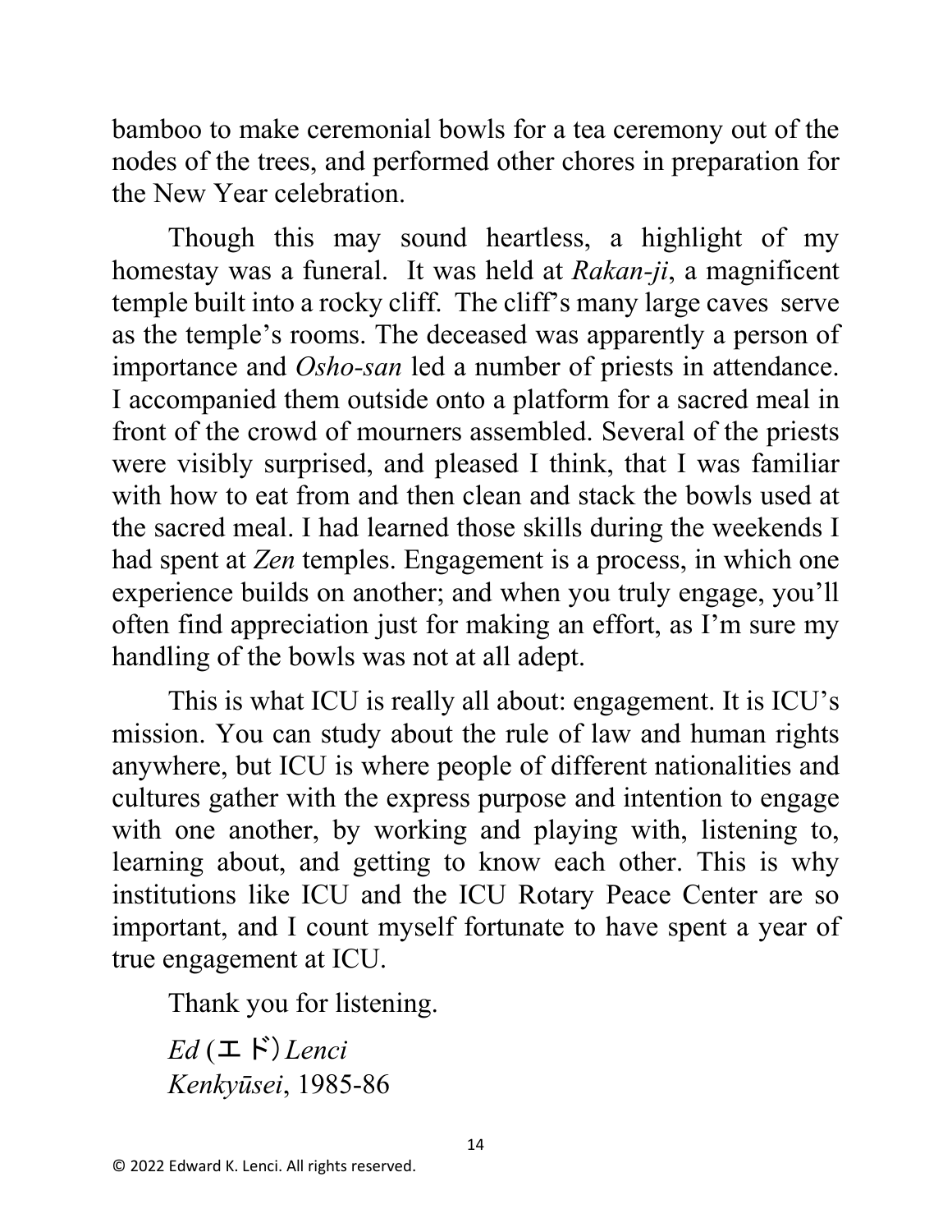bamboo to make ceremonial bowls for a tea ceremony out of the nodes of the trees, and performed other chores in preparation for the New Year celebration.

Though this may sound heartless, a highlight of my homestay was a funeral. It was held at *Rakan-ji*, a magnificent temple built into a rocky cliff. The cliff's many large caves serve as the temple's rooms. The deceased was apparently a person of importance and *Osho-san* led a number of priests in attendance. I accompanied them outside onto a platform for a sacred meal in front of the crowd of mourners assembled. Several of the priests were visibly surprised, and pleased I think, that I was familiar with how to eat from and then clean and stack the bowls used at the sacred meal. I had learned those skills during the weekends I had spent at *Zen* temples. Engagement is a process, in which one experience builds on another; and when you truly engage, you'll often find appreciation just for making an effort, as I'm sure my handling of the bowls was not at all adept.

This is what ICU is really all about: engagement. It is ICU's mission. You can study about the rule of law and human rights anywhere, but ICU is where people of different nationalities and cultures gather with the express purpose and intention to engage with one another, by working and playing with, listening to, learning about, and getting to know each other. This is why institutions like ICU and the ICU Rotary Peace Center are so important, and I count myself fortunate to have spent a year of true engagement at ICU.

Thank you for listening.

*Ed* (エド) *Lenci*
*Kenkyūsei*, 1985-86

© 2022 Edward K. Lenci. All rights reserved.